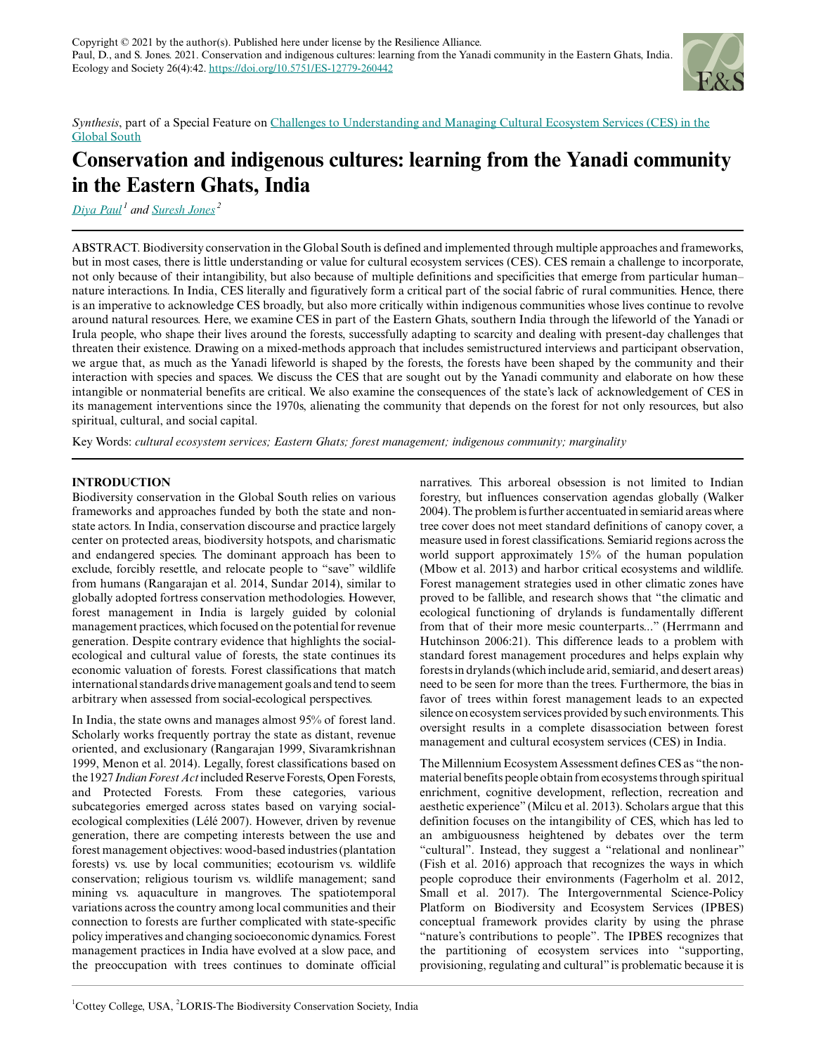Copyright © 2021 by the author(s). Published here under license by the Resilience Alliance.
Paul, D., and S. Jones. 2021. Conservation and indigenous cultures: learning from the Yanadi community in the Eastern Ghats, India. Ecology and Society 26(4):42. https://doi.org/10.5751/ES-12779-260442

*Synthesis*, part of a Special Feature on Challenges to Understanding and Managing Cultural Ecosystem Services (CES) in the Global South

# Conservation and indigenous cultures: learning from the Yanadi community in the Eastern Ghats, India

Diya Paul[1] and Suresh Jones[2]

ABSTRACT. Biodiversity conservation in the Global South is defined and implemented through multiple approaches and frameworks, but in most cases, there is little understanding or value for cultural ecosystem services (CES). CES remain a challenge to incorporate, not only because of their intangibility, but also because of multiple definitions and specificities that emerge from particular human–nature interactions. In India, CES literally and figuratively form a critical part of the social fabric of rural communities. Hence, there is an imperative to acknowledge CES broadly, but also more critically within indigenous communities whose lives continue to revolve around natural resources. Here, we examine CES in part of the Eastern Ghats, southern India through the lifeworld of the Yanadi or Irula people, who shape their lives around the forests, successfully adapting to scarcity and dealing with present-day challenges that threaten their existence. Drawing on a mixed-methods approach that includes semistructured interviews and participant observation, we argue that, as much as the Yanadi lifeworld is shaped by the forests, the forests have been shaped by the community and their interaction with species and spaces. We discuss the CES that are sought out by the Yanadi community and elaborate on how these intangible or nonmaterial benefits are critical. We also examine the consequences of the state's lack of acknowledgement of CES in its management interventions since the 1970s, alienating the community that depends on the forest for not only resources, but also spiritual, cultural, and social capital.

Key Words: *cultural ecosystem services; Eastern Ghats; forest management; indigenous community; marginality*

## INTRODUCTION

Biodiversity conservation in the Global South relies on various frameworks and approaches funded by both the state and non-state actors. In India, conservation discourse and practice largely center on protected areas, biodiversity hotspots, and charismatic and endangered species. The dominant approach has been to exclude, forcibly resettle, and relocate people to "save" wildlife from humans (Rangarajan et al. 2014, Sundar 2014), similar to globally adopted fortress conservation methodologies. However, forest management in India is largely guided by colonial management practices, which focused on the potential for revenue generation. Despite contrary evidence that highlights the social-ecological and cultural value of forests, the state continues its economic valuation of forests. Forest classifications that match international standards drive management goals and tend to seem arbitrary when assessed from social-ecological perspectives.

In India, the state owns and manages almost 95% of forest land. Scholarly works frequently portray the state as distant, revenue oriented, and exclusionary (Rangarajan 1999, Sivaramkrishnan 1999, Menon et al. 2014). Legally, forest classifications based on the 1927 *Indian Forest Act* included Reserve Forests, Open Forests, and Protected Forests. From these categories, various subcategories emerged across states based on varying social-ecological complexities (Lélé 2007). However, driven by revenue generation, there are competing interests between the use and forest management objectives: wood-based industries (plantation forests) vs. use by local communities; ecotourism vs. wildlife conservation; religious tourism vs. wildlife management; sand mining vs. aquaculture in mangroves. The spatiotemporal variations across the country among local communities and their connection to forests are further complicated with state-specific policy imperatives and changing socioeconomic dynamics. Forest management practices in India have evolved at a slow pace, and the preoccupation with trees continues to dominate official narratives. This arboreal obsession is not limited to Indian forestry, but influences conservation agendas globally (Walker 2004). The problem is further accentuated in semiarid areas where tree cover does not meet standard definitions of canopy cover, a measure used in forest classifications. Semiarid regions across the world support approximately 15% of the human population (Mbow et al. 2013) and harbor critical ecosystems and wildlife. Forest management strategies used in other climatic zones have proved to be fallible, and research shows that "the climatic and ecological functioning of drylands is fundamentally different from that of their more mesic counterparts..." (Herrmann and Hutchinson 2006:21). This difference leads to a problem with standard forest management procedures and helps explain why forests in drylands (which include arid, semiarid, and desert areas) need to be seen for more than the trees. Furthermore, the bias in favor of trees within forest management leads to an expected silence on ecosystem services provided by such environments. This oversight results in a complete disassociation between forest management and cultural ecosystem services (CES) in India.

The Millennium Ecosystem Assessment defines CES as "the non-material benefits people obtain from ecosystems through spiritual enrichment, cognitive development, reflection, recreation and aesthetic experience" (Milcu et al. 2013). Scholars argue that this definition focuses on the intangibility of CES, which has led to an ambiguousness heightened by debates over the term "cultural". Instead, they suggest a "relational and nonlinear" (Fish et al. 2016) approach that recognizes the ways in which people coproduce their environments (Fagerholm et al. 2012, Small et al. 2017). The Intergovernmental Science-Policy Platform on Biodiversity and Ecosystem Services (IPBES) conceptual framework provides clarity by using the phrase "nature's contributions to people". The IPBES recognizes that the partitioning of ecosystem services into "supporting, provisioning, regulating and cultural" is problematic because it is

[1] Cottey College, USA, [2] LORIS-The Biodiversity Conservation Society, India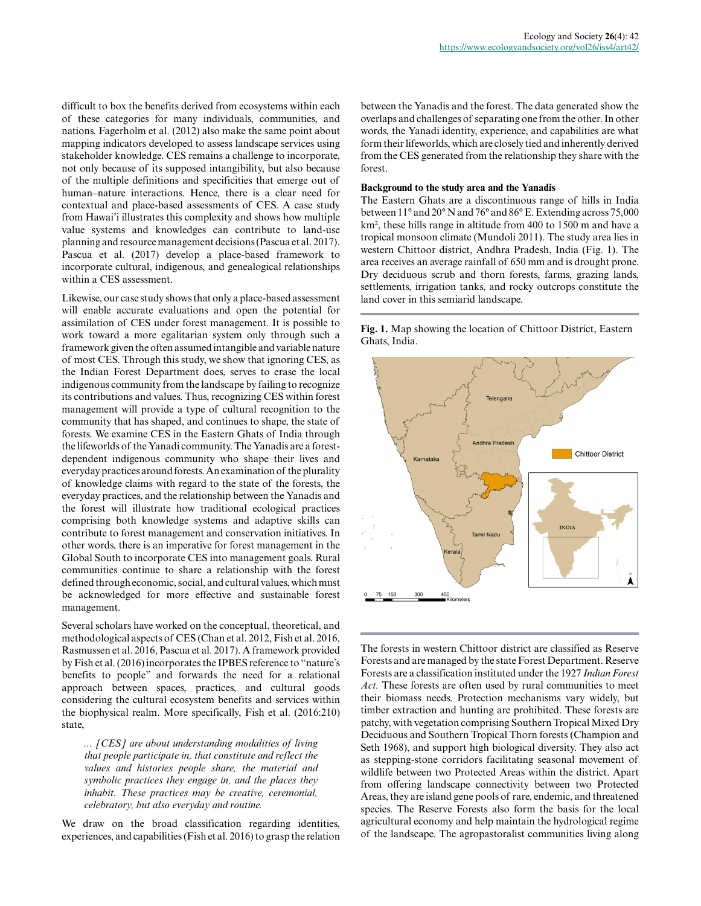difficult to box the benefits derived from ecosystems within each of these categories for many individuals, communities, and nations. Fagerholm et al. (2012) also make the same point about mapping indicators developed to assess landscape services using stakeholder knowledge. CES remains a challenge to incorporate, not only because of its supposed intangibility, but also because of the multiple definitions and specificities that emerge out of human–nature interactions. Hence, there is a clear need for contextual and place-based assessments of CES. A case study from Hawai'i illustrates this complexity and shows how multiple value systems and knowledges can contribute to land-use planning and resource management decisions (Pascua et al. 2017). Pascua et al. (2017) develop a place-based framework to incorporate cultural, indigenous, and genealogical relationships within a CES assessment.

Likewise, our case study shows that only a place-based assessment will enable accurate evaluations and open the potential for assimilation of CES under forest management. It is possible to work toward a more egalitarian system only through such a framework given the often assumed intangible and variable nature of most CES. Through this study, we show that ignoring CES, as the Indian Forest Department does, serves to erase the local indigenous community from the landscape by failing to recognize its contributions and values. Thus, recognizing CES within forest management will provide a type of cultural recognition to the community that has shaped, and continues to shape, the state of forests. We examine CES in the Eastern Ghats of India through the lifeworlds of the Yanadi community. The Yanadis are a forest-dependent indigenous community who shape their lives and everyday practices around forests. An examination of the plurality of knowledge claims with regard to the state of the forests, the everyday practices, and the relationship between the Yanadis and the forest will illustrate how traditional ecological practices comprising both knowledge systems and adaptive skills can contribute to forest management and conservation initiatives. In other words, there is an imperative for forest management in the Global South to incorporate CES into management goals. Rural communities continue to share a relationship with the forest defined through economic, social, and cultural values, which must be acknowledged for more effective and sustainable forest management.

Several scholars have worked on the conceptual, theoretical, and methodological aspects of CES (Chan et al. 2012, Fish et al. 2016, Rasmussen et al. 2016, Pascua et al. 2017). A framework provided by Fish et al. (2016) incorporates the IPBES reference to "nature's benefits to people" and forwards the need for a relational approach between spaces, practices, and cultural goods considering the cultural ecosystem benefits and services within the biophysical realm. More specifically, Fish et al. (2016:210) state,

> *... [CES] are about understanding modalities of living that people participate in, that constitute and reflect the values and histories people share, the material and symbolic practices they engage in, and the places they inhabit. These practices may be creative, ceremonial, celebratory, but also everyday and routine.*

We draw on the broad classification regarding identities, experiences, and capabilities (Fish et al. 2016) to grasp the relation between the Yanadis and the forest. The data generated show the overlaps and challenges of separating one from the other. In other words, the Yanadi identity, experience, and capabilities are what form their lifeworlds, which are closely tied and inherently derived from the CES generated from the relationship they share with the forest.

**Background to the study area and the Yanadis**

The Eastern Ghats are a discontinuous range of hills in India between 11° and 20° N and 76° and 86° E. Extending across 75,000 km², these hills range in altitude from 400 to 1500 m and have a tropical monsoon climate (Mundoli 2011). The study area lies in western Chittoor district, Andhra Pradesh, India (Fig. 1). The area receives an average rainfall of 650 mm and is drought prone. Dry deciduous scrub and thorn forests, farms, grazing lands, settlements, irrigation tanks, and rocky outcrops constitute the land cover in this semiarid landscape.

**Fig. 1.** Map showing the location of Chittoor District, Eastern Ghats, India.

The forests in western Chittoor district are classified as Reserve Forests and are managed by the state Forest Department. Reserve Forests are a classification instituted under the 1927 *Indian Forest Act*. These forests are often used by rural communities to meet their biomass needs. Protection mechanisms vary widely, but timber extraction and hunting are prohibited. These forests are patchy, with vegetation comprising Southern Tropical Mixed Dry Deciduous and Southern Tropical Thorn forests (Champion and Seth 1968), and support high biological diversity. They also act as stepping-stone corridors facilitating seasonal movement of wildlife between two Protected Areas within the district. Apart from offering landscape connectivity between two Protected Areas, they are island gene pools of rare, endemic, and threatened species. The Reserve Forests also form the basis for the local agricultural economy and help maintain the hydrological regime of the landscape. The agropastoralist communities living along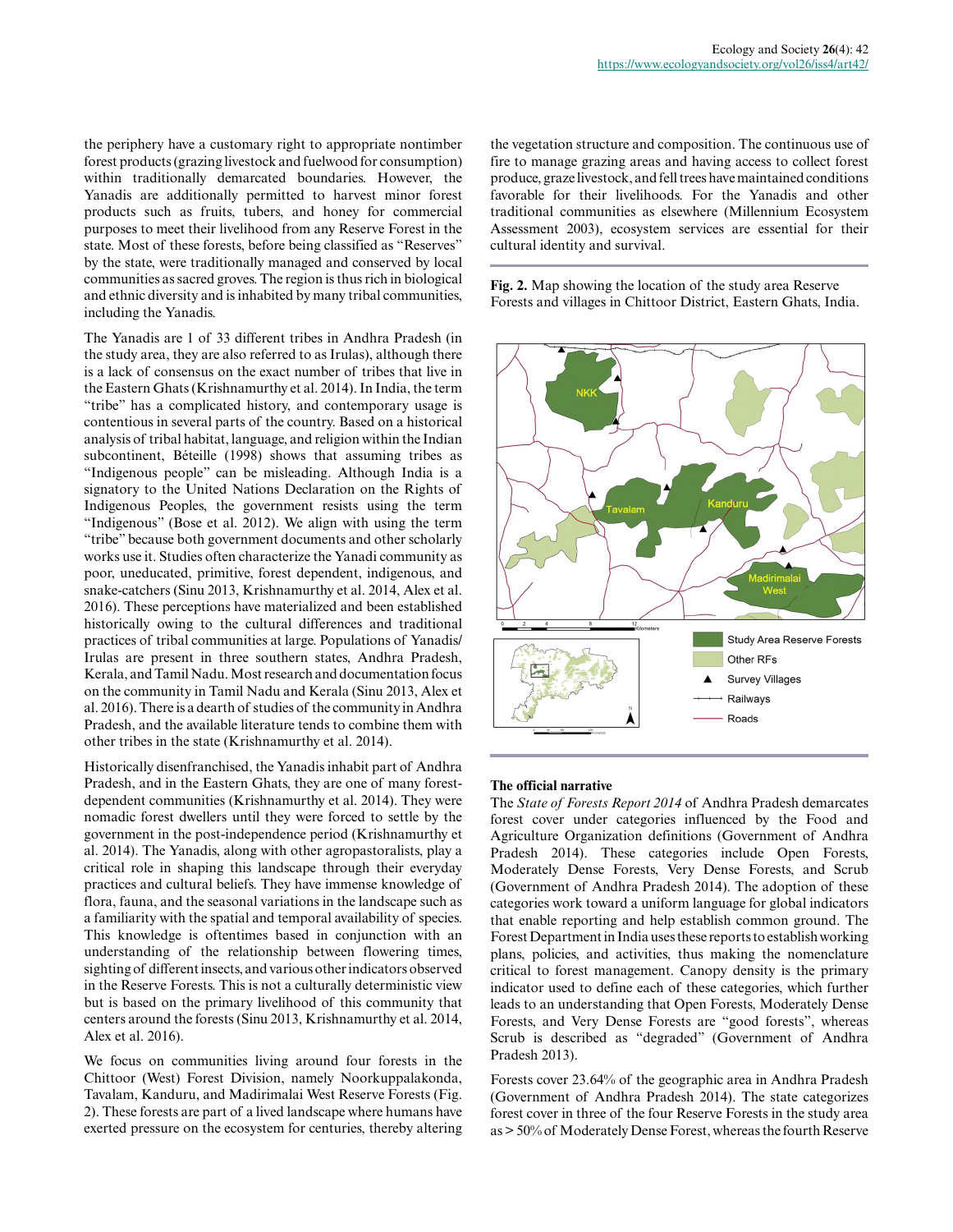the periphery have a customary right to appropriate nontimber forest products (grazing livestock and fuelwood for consumption) within traditionally demarcated boundaries. However, the Yanadis are additionally permitted to harvest minor forest products such as fruits, tubers, and honey for commercial purposes to meet their livelihood from any Reserve Forest in the state. Most of these forests, before being classified as "Reserves" by the state, were traditionally managed and conserved by local communities as sacred groves. The region is thus rich in biological and ethnic diversity and is inhabited by many tribal communities, including the Yanadis.

The Yanadis are 1 of 33 different tribes in Andhra Pradesh (in the study area, they are also referred to as Irulas), although there is a lack of consensus on the exact number of tribes that live in the Eastern Ghats (Krishnamurthy et al. 2014). In India, the term "tribe" has a complicated history, and contemporary usage is contentious in several parts of the country. Based on a historical analysis of tribal habitat, language, and religion within the Indian subcontinent, Béteille (1998) shows that assuming tribes as "Indigenous people" can be misleading. Although India is a signatory to the United Nations Declaration on the Rights of Indigenous Peoples, the government resists using the term "Indigenous" (Bose et al. 2012). We align with using the term "tribe" because both government documents and other scholarly works use it. Studies often characterize the Yanadi community as poor, uneducated, primitive, forest dependent, indigenous, and snake-catchers (Sinu 2013, Krishnamurthy et al. 2014, Alex et al. 2016). These perceptions have materialized and been established historically owing to the cultural differences and traditional practices of tribal communities at large. Populations of Yanadis/Irulas are present in three southern states, Andhra Pradesh, Kerala, and Tamil Nadu. Most research and documentation focus on the community in Tamil Nadu and Kerala (Sinu 2013, Alex et al. 2016). There is a dearth of studies of the community in Andhra Pradesh, and the available literature tends to combine them with other tribes in the state (Krishnamurthy et al. 2014).

Historically disenfranchised, the Yanadis inhabit part of Andhra Pradesh, and in the Eastern Ghats, they are one of many forest-dependent communities (Krishnamurthy et al. 2014). They were nomadic forest dwellers until they were forced to settle by the government in the post-independence period (Krishnamurthy et al. 2014). The Yanadis, along with other agropastoralists, play a critical role in shaping this landscape through their everyday practices and cultural beliefs. They have immense knowledge of flora, fauna, and the seasonal variations in the landscape such as a familiarity with the spatial and temporal availability of species. This knowledge is oftentimes based in conjunction with an understanding of the relationship between flowering times, sighting of different insects, and various other indicators observed in the Reserve Forests. This is not a culturally deterministic view but is based on the primary livelihood of this community that centers around the forests (Sinu 2013, Krishnamurthy et al. 2014, Alex et al. 2016).

We focus on communities living around four forests in the Chittoor (West) Forest Division, namely Noorkuppalakonda, Tavalam, Kanduru, and Madirimalai West Reserve Forests (Fig. 2). These forests are part of a lived landscape where humans have exerted pressure on the ecosystem for centuries, thereby altering the vegetation structure and composition. The continuous use of fire to manage grazing areas and having access to collect forest produce, graze livestock, and fell trees have maintained conditions favorable for their livelihoods. For the Yanadis and other traditional communities as elsewhere (Millennium Ecosystem Assessment 2003), ecosystem services are essential for their cultural identity and survival.

**Fig. 2.** Map showing the location of the study area Reserve Forests and villages in Chittoor District, Eastern Ghats, India.

### The official narrative

The *State of Forests Report 2014* of Andhra Pradesh demarcates forest cover under categories influenced by the Food and Agriculture Organization definitions (Government of Andhra Pradesh 2014). These categories include Open Forests, Moderately Dense Forests, Very Dense Forests, and Scrub (Government of Andhra Pradesh 2014). The adoption of these categories work toward a uniform language for global indicators that enable reporting and help establish common ground. The Forest Department in India uses these reports to establish working plans, policies, and activities, thus making the nomenclature critical to forest management. Canopy density is the primary indicator used to define each of these categories, which further leads to an understanding that Open Forests, Moderately Dense Forests, and Very Dense Forests are "good forests", whereas Scrub is described as "degraded" (Government of Andhra Pradesh 2013).

Forests cover 23.64% of the geographic area in Andhra Pradesh (Government of Andhra Pradesh 2014). The state categorizes forest cover in three of the four Reserve Forests in the study area as > 50% of Moderately Dense Forest, whereas the fourth Reserve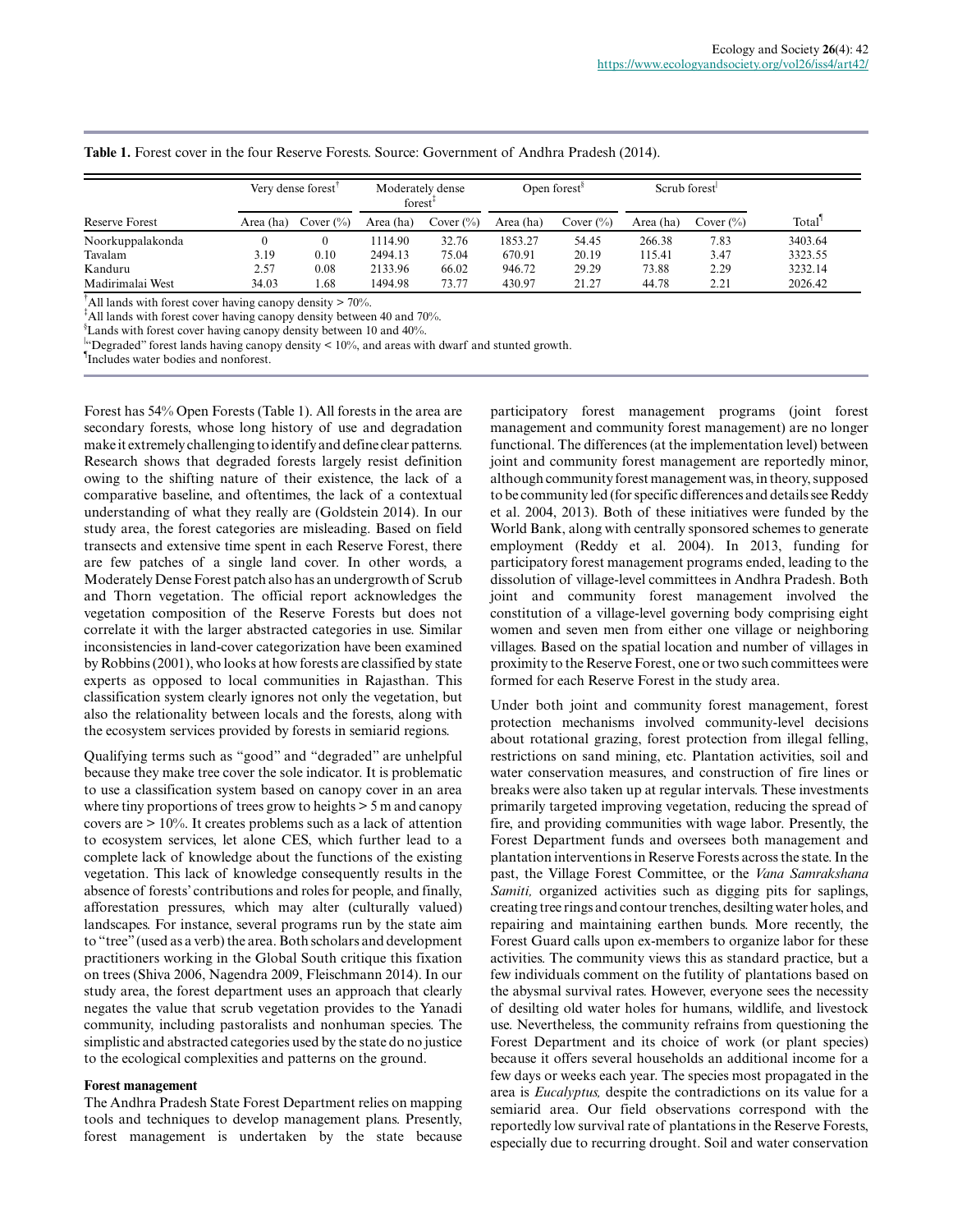**Table 1.** Forest cover in the four Reserve Forests. Source: Government of Andhra Pradesh (2014).

| Reserve Forest | Very dense forest† | | Moderately dense forest‡ | | Open forest§ | | Scrub forest| | | Total¶ |
|---|---|---|---|---|---|---|---|---|---|
| | Area (ha) | Cover (%) | Area (ha) | Cover (%) | Area (ha) | Cover (%) | Area (ha) | Cover (%) | |
| Noorkuppalakonda | 0 | 0 | 1114.90 | 32.76 | 1853.27 | 54.45 | 266.38 | 7.83 | 3403.64 |
| Tavalam | 3.19 | 0.10 | 2494.13 | 75.04 | 670.91 | 20.19 | 115.41 | 3.47 | 3323.55 |
| Kanduru | 2.57 | 0.08 | 2133.96 | 66.02 | 946.72 | 29.29 | 73.88 | 2.29 | 3232.14 |
| Madirimalai West | 34.03 | 1.68 | 1494.98 | 73.77 | 430.97 | 21.27 | 44.78 | 2.21 | 2026.42 |

†All lands with forest cover having canopy density > 70%.
‡All lands with forest cover having canopy density between 40 and 70%.
§Lands with forest cover having canopy density between 10 and 40%.
|"Degraded" forest lands having canopy density < 10%, and areas with dwarf and stunted growth.
¶Includes water bodies and nonforest.

Forest has 54% Open Forests (Table 1). All forests in the area are secondary forests, whose long history of use and degradation make it extremely challenging to identify and define clear patterns. Research shows that degraded forests largely resist definition owing to the shifting nature of their existence, the lack of a comparative baseline, and oftentimes, the lack of a contextual understanding of what they really are (Goldstein 2014). In our study area, the forest categories are misleading. Based on field transects and extensive time spent in each Reserve Forest, there are few patches of a single land cover. In other words, a Moderately Dense Forest patch also has an undergrowth of Scrub and Thorn vegetation. The official report acknowledges the vegetation composition of the Reserve Forests but does not correlate it with the larger abstracted categories in use. Similar inconsistencies in land-cover categorization have been examined by Robbins (2001), who looks at how forests are classified by state experts as opposed to local communities in Rajasthan. This classification system clearly ignores not only the vegetation, but also the relationality between locals and the forests, along with the ecosystem services provided by forests in semiarid regions.

Qualifying terms such as "good" and "degraded" are unhelpful because they make tree cover the sole indicator. It is problematic to use a classification system based on canopy cover in an area where tiny proportions of trees grow to heights > 5 m and canopy covers are > 10%. It creates problems such as a lack of attention to ecosystem services, let alone CES, which further lead to a complete lack of knowledge about the functions of the existing vegetation. This lack of knowledge consequently results in the absence of forests' contributions and roles for people, and finally, afforestation pressures, which may alter (culturally valued) landscapes. For instance, several programs run by the state aim to "tree" (used as a verb) the area. Both scholars and development practitioners working in the Global South critique this fixation on trees (Shiva 2006, Nagendra 2009, Fleischmann 2014). In our study area, the forest department uses an approach that clearly negates the value that scrub vegetation provides to the Yanadi community, including pastoralists and nonhuman species. The simplistic and abstracted categories used by the state do no justice to the ecological complexities and patterns on the ground.

**Forest management**

The Andhra Pradesh State Forest Department relies on mapping tools and techniques to develop management plans. Presently, forest management is undertaken by the state because participatory forest management programs (joint forest management and community forest management) are no longer functional. The differences (at the implementation level) between joint and community forest management are reportedly minor, although community forest management was, in theory, supposed to be community led (for specific differences and details see Reddy et al. 2004, 2013). Both of these initiatives were funded by the World Bank, along with centrally sponsored schemes to generate employment (Reddy et al. 2004). In 2013, funding for participatory forest management programs ended, leading to the dissolution of village-level committees in Andhra Pradesh. Both joint and community forest management involved the constitution of a village-level governing body comprising eight women and seven men from either one village or neighboring villages. Based on the spatial location and number of villages in proximity to the Reserve Forest, one or two such committees were formed for each Reserve Forest in the study area.

Under both joint and community forest management, forest protection mechanisms involved community-level decisions about rotational grazing, forest protection from illegal felling, restrictions on sand mining, etc. Plantation activities, soil and water conservation measures, and construction of fire lines or breaks were also taken up at regular intervals. These investments primarily targeted improving vegetation, reducing the spread of fire, and providing communities with wage labor. Presently, the Forest Department funds and oversees both management and plantation interventions in Reserve Forests across the state. In the past, the Village Forest Committee, or the *Vana Samrakshana Samiti,* organized activities such as digging pits for saplings, creating tree rings and contour trenches, desilting water holes, and repairing and maintaining earthen bunds. More recently, the Forest Guard calls upon ex-members to organize labor for these activities. The community views this as standard practice, but a few individuals comment on the futility of plantations based on the abysmal survival rates. However, everyone sees the necessity of desilting old water holes for humans, wildlife, and livestock use. Nevertheless, the community refrains from questioning the Forest Department and its choice of work (or plant species) because it offers several households an additional income for a few days or weeks each year. The species most propagated in the area is *Eucalyptus,* despite the contradictions on its value for a semiarid area. Our field observations correspond with the reportedly low survival rate of plantations in the Reserve Forests, especially due to recurring drought. Soil and water conservation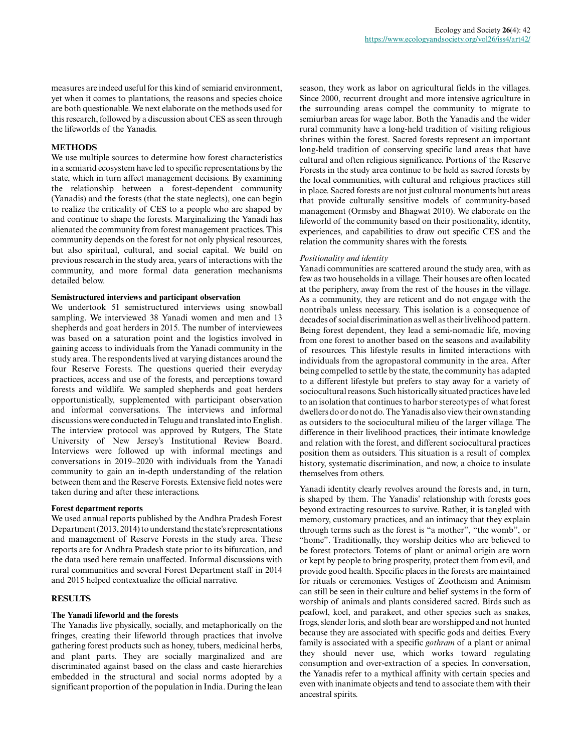measures are indeed useful for this kind of semiarid environment, yet when it comes to plantations, the reasons and species choice are both questionable. We next elaborate on the methods used for this research, followed by a discussion about CES as seen through the lifeworlds of the Yanadis.

## METHODS

We use multiple sources to determine how forest characteristics in a semiarid ecosystem have led to specific representations by the state, which in turn affect management decisions. By examining the relationship between a forest-dependent community (Yanadis) and the forests (that the state neglects), one can begin to realize the criticality of CES to a people who are shaped by and continue to shape the forests. Marginalizing the Yanadi has alienated the community from forest management practices. This community depends on the forest for not only physical resources, but also spiritual, cultural, and social capital. We build on previous research in the study area, years of interactions with the community, and more formal data generation mechanisms detailed below.

### Semistructured interviews and participant observation

We undertook 51 semistructured interviews using snowball sampling. We interviewed 38 Yanadi women and men and 13 shepherds and goat herders in 2015. The number of interviewees was based on a saturation point and the logistics involved in gaining access to individuals from the Yanadi community in the study area. The respondents lived at varying distances around the four Reserve Forests. The questions queried their everyday practices, access and use of the forests, and perceptions toward forests and wildlife. We sampled shepherds and goat herders opportunistically, supplemented with participant observation and informal conversations. The interviews and informal discussions were conducted in Telugu and translated into English. The interview protocol was approved by Rutgers, The State University of New Jersey's Institutional Review Board. Interviews were followed up with informal meetings and conversations in 2019–2020 with individuals from the Yanadi community to gain an in-depth understanding of the relation between them and the Reserve Forests. Extensive field notes were taken during and after these interactions.

### Forest department reports

We used annual reports published by the Andhra Pradesh Forest Department (2013, 2014) to understand the state's representations and management of Reserve Forests in the study area. These reports are for Andhra Pradesh state prior to its bifurcation, and the data used here remain unaffected. Informal discussions with rural communities and several Forest Department staff in 2014 and 2015 helped contextualize the official narrative.

## RESULTS

### The Yanadi lifeworld and the forests

The Yanadis live physically, socially, and metaphorically on the fringes, creating their lifeworld through practices that involve gathering forest products such as honey, tubers, medicinal herbs, and plant parts. They are socially marginalized and are discriminated against based on the class and caste hierarchies embedded in the structural and social norms adopted by a significant proportion of the population in India. During the lean season, they work as labor on agricultural fields in the villages. Since 2000, recurrent drought and more intensive agriculture in the surrounding areas compel the community to migrate to semiurban areas for wage labor. Both the Yanadis and the wider rural community have a long-held tradition of visiting religious shrines within the forest. Sacred forests represent an important long-held tradition of conserving specific land areas that have cultural and often religious significance. Portions of the Reserve Forests in the study area continue to be held as sacred forests by the local communities, with cultural and religious practices still in place. Sacred forests are not just cultural monuments but areas that provide culturally sensitive models of community-based management (Ormsby and Bhagwat 2010). We elaborate on the lifeworld of the community based on their positionality, identity, experiences, and capabilities to draw out specific CES and the relation the community shares with the forests.

#### *Positionality and identity*

Yanadi communities are scattered around the study area, with as few as two households in a village. Their houses are often located at the periphery, away from the rest of the houses in the village. As a community, they are reticent and do not engage with the nontribals unless necessary. This isolation is a consequence of decades of social discrimination as well as their livelihood pattern. Being forest dependent, they lead a semi-nomadic life, moving from one forest to another based on the seasons and availability of resources. This lifestyle results in limited interactions with individuals from the agropastoral community in the area. After being compelled to settle by the state, the community has adapted to a different lifestyle but prefers to stay away for a variety of sociocultural reasons. Such historically situated practices have led to an isolation that continues to harbor stereotypes of what forest dwellers do or do not do. The Yanadis also view their own standing as outsiders to the sociocultural milieu of the larger village. The difference in their livelihood practices, their intimate knowledge and relation with the forest, and different sociocultural practices position them as outsiders. This situation is a result of complex history, systematic discrimination, and now, a choice to insulate themselves from others.

Yanadi identity clearly revolves around the forests and, in turn, is shaped by them. The Yanadis' relationship with forests goes beyond extracting resources to survive. Rather, it is tangled with memory, customary practices, and an intimacy that they explain through terms such as the forest is "a mother", "the womb", or "home". Traditionally, they worship deities who are believed to be forest protectors. Totems of plant or animal origin are worn or kept by people to bring prosperity, protect them from evil, and provide good health. Specific places in the forests are maintained for rituals or ceremonies. Vestiges of Zootheism and Animism can still be seen in their culture and belief systems in the form of worship of animals and plants considered sacred. Birds such as peafowl, koel, and parakeet, and other species such as snakes, frogs, slender loris, and sloth bear are worshipped and not hunted because they are associated with specific gods and deities. Every family is associated with a specific *gothram* of a plant or animal they should never use, which works toward regulating consumption and over-extraction of a species. In conversation, the Yanadis refer to a mythical affinity with certain species and even with inanimate objects and tend to associate them with their ancestral spirits.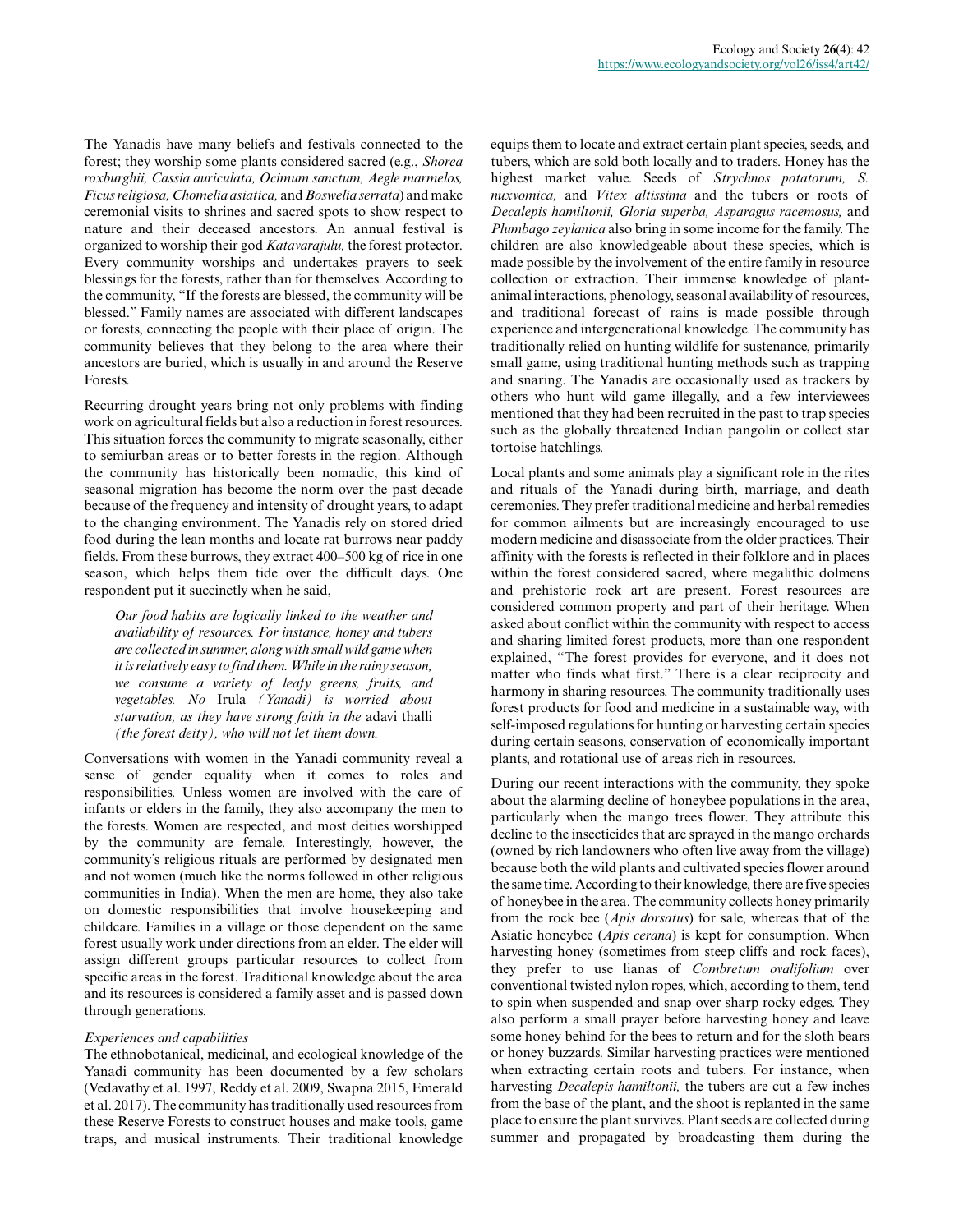The Yanadis have many beliefs and festivals connected to the forest; they worship some plants considered sacred (e.g., *Shorea roxburghii, Cassia auriculata, Ocimum sanctum, Aegle marmelos, Ficus religiosa, Chomelia asiatica,* and *Boswelia serrata*) and make ceremonial visits to shrines and sacred spots to show respect to nature and their deceased ancestors. An annual festival is organized to worship their god *Katavarajulu,* the forest protector. Every community worships and undertakes prayers to seek blessings for the forests, rather than for themselves. According to the community, "If the forests are blessed, the community will be blessed." Family names are associated with different landscapes or forests, connecting the people with their place of origin. The community believes that they belong to the area where their ancestors are buried, which is usually in and around the Reserve Forests.

Recurring drought years bring not only problems with finding work on agricultural fields but also a reduction in forest resources. This situation forces the community to migrate seasonally, either to semiurban areas or to better forests in the region. Although the community has historically been nomadic, this kind of seasonal migration has become the norm over the past decade because of the frequency and intensity of drought years, to adapt to the changing environment. The Yanadis rely on stored dried food during the lean months and locate rat burrows near paddy fields. From these burrows, they extract 400–500 kg of rice in one season, which helps them tide over the difficult days. One respondent put it succinctly when he said,

> *Our food habits are logically linked to the weather and availability of resources. For instance, honey and tubers are collected in summer, along with small wild game when it is relatively easy to find them. While in the rainy season, we consume a variety of leafy greens, fruits, and vegetables. No* Irula *(Yanadi) is worried about starvation, as they have strong faith in the* adavi thalli *(the forest deity), who will not let them down.*

Conversations with women in the Yanadi community reveal a sense of gender equality when it comes to roles and responsibilities. Unless women are involved with the care of infants or elders in the family, they also accompany the men to the forests. Women are respected, and most deities worshipped by the community are female. Interestingly, however, the community's religious rituals are performed by designated men and not women (much like the norms followed in other religious communities in India). When the men are home, they also take on domestic responsibilities that involve housekeeping and childcare. Families in a village or those dependent on the same forest usually work under directions from an elder. The elder will assign different groups particular resources to collect from specific areas in the forest. Traditional knowledge about the area and its resources is considered a family asset and is passed down through generations.

### *Experiences and capabilities*

The ethnobotanical, medicinal, and ecological knowledge of the Yanadi community has been documented by a few scholars (Vedavathy et al. 1997, Reddy et al. 2009, Swapna 2015, Emerald et al. 2017). The community has traditionally used resources from these Reserve Forests to construct houses and make tools, game traps, and musical instruments. Their traditional knowledge equips them to locate and extract certain plant species, seeds, and tubers, which are sold both locally and to traders. Honey has the highest market value. Seeds of *Strychnos potatorum, S. nuxvomica,* and *Vitex altissima* and the tubers or roots of *Decalepis hamiltonii, Gloria superba, Asparagus racemosus,* and *Plumbago zeylanica* also bring in some income for the family. The children are also knowledgeable about these species, which is made possible by the involvement of the entire family in resource collection or extraction. Their immense knowledge of plant-animal interactions, phenology, seasonal availability of resources, and traditional forecast of rains is made possible through experience and intergenerational knowledge. The community has traditionally relied on hunting wildlife for sustenance, primarily small game, using traditional hunting methods such as trapping and snaring. The Yanadis are occasionally used as trackers by others who hunt wild game illegally, and a few interviewees mentioned that they had been recruited in the past to trap species such as the globally threatened Indian pangolin or collect star tortoise hatchlings.

Local plants and some animals play a significant role in the rites and rituals of the Yanadi during birth, marriage, and death ceremonies. They prefer traditional medicine and herbal remedies for common ailments but are increasingly encouraged to use modern medicine and disassociate from the older practices. Their affinity with the forests is reflected in their folklore and in places within the forest considered sacred, where megalithic dolmens and prehistoric rock art are present. Forest resources are considered common property and part of their heritage. When asked about conflict within the community with respect to access and sharing limited forest products, more than one respondent explained, "The forest provides for everyone, and it does not matter who finds what first." There is a clear reciprocity and harmony in sharing resources. The community traditionally uses forest products for food and medicine in a sustainable way, with self-imposed regulations for hunting or harvesting certain species during certain seasons, conservation of economically important plants, and rotational use of areas rich in resources.

During our recent interactions with the community, they spoke about the alarming decline of honeybee populations in the area, particularly when the mango trees flower. They attribute this decline to the insecticides that are sprayed in the mango orchards (owned by rich landowners who often live away from the village) because both the wild plants and cultivated species flower around the same time. According to their knowledge, there are five species of honeybee in the area. The community collects honey primarily from the rock bee (*Apis dorsatus*) for sale, whereas that of the Asiatic honeybee (*Apis cerana*) is kept for consumption. When harvesting honey (sometimes from steep cliffs and rock faces), they prefer to use lianas of *Combretum ovalifolium* over conventional twisted nylon ropes, which, according to them, tend to spin when suspended and snap over sharp rocky edges. They also perform a small prayer before harvesting honey and leave some honey behind for the bees to return and for the sloth bears or honey buzzards. Similar harvesting practices were mentioned when extracting certain roots and tubers. For instance, when harvesting *Decalepis hamiltonii,* the tubers are cut a few inches from the base of the plant, and the shoot is replanted in the same place to ensure the plant survives. Plant seeds are collected during summer and propagated by broadcasting them during the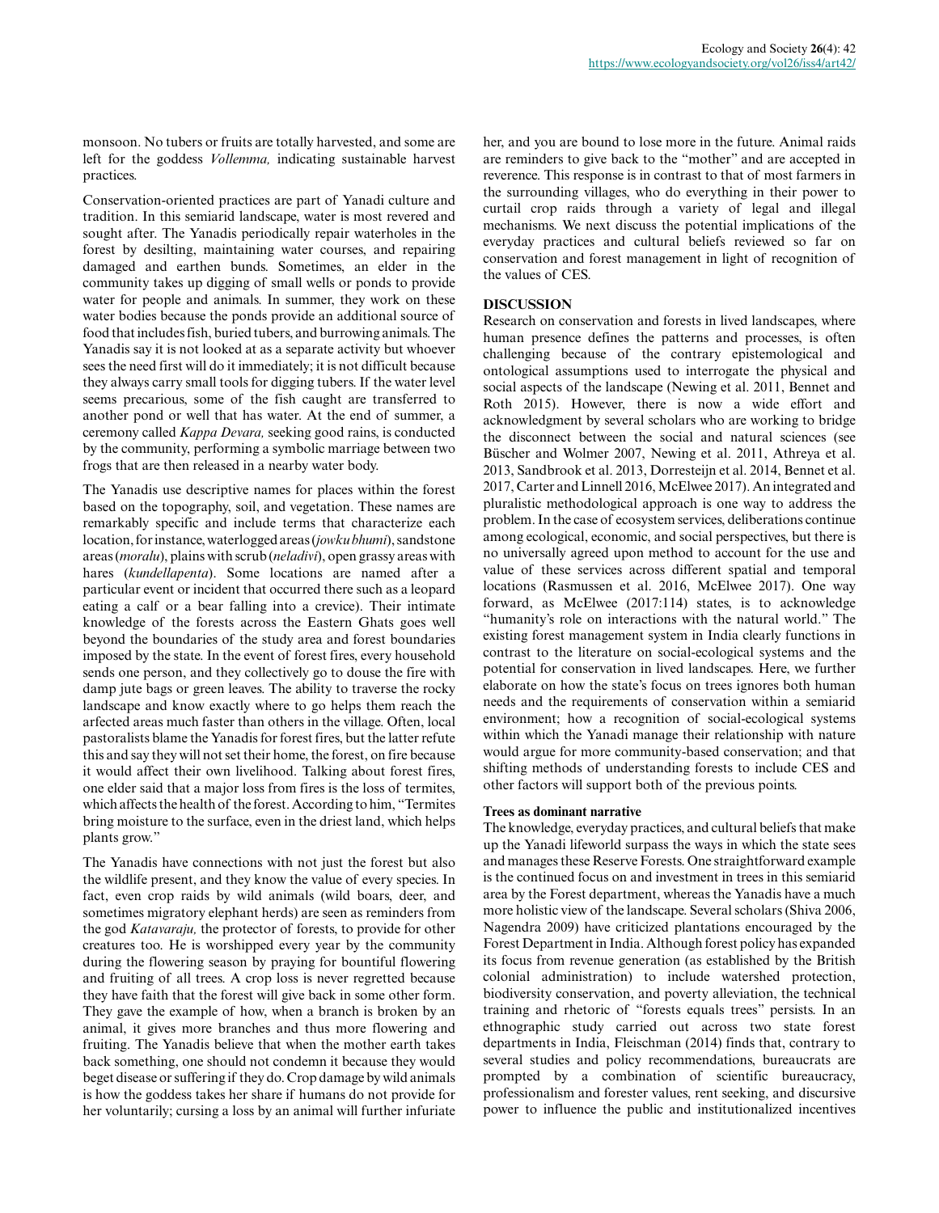monsoon. No tubers or fruits are totally harvested, and some are left for the goddess *Vollemma,* indicating sustainable harvest practices.

Conservation-oriented practices are part of Yanadi culture and tradition. In this semiarid landscape, water is most revered and sought after. The Yanadis periodically repair waterholes in the forest by desilting, maintaining water courses, and repairing damaged and earthen bunds. Sometimes, an elder in the community takes up digging of small wells or ponds to provide water for people and animals. In summer, they work on these water bodies because the ponds provide an additional source of food that includes fish, buried tubers, and burrowing animals. The Yanadis say it is not looked at as a separate activity but whoever sees the need first will do it immediately; it is not difficult because they always carry small tools for digging tubers. If the water level seems precarious, some of the fish caught are transferred to another pond or well that has water. At the end of summer, a ceremony called *Kappa Devara,* seeking good rains, is conducted by the community, performing a symbolic marriage between two frogs that are then released in a nearby water body.

The Yanadis use descriptive names for places within the forest based on the topography, soil, and vegetation. These names are remarkably specific and include terms that characterize each location, for instance, waterlogged areas (*jowku bhumi*), sandstone areas (*moralu*), plains with scrub (*neladivi*), open grassy areas with hares (*kundellapenta*). Some locations are named after a particular event or incident that occurred there such as a leopard eating a calf or a bear falling into a crevice). Their intimate knowledge of the forests across the Eastern Ghats goes well beyond the boundaries of the study area and forest boundaries imposed by the state. In the event of forest fires, every household sends one person, and they collectively go to douse the fire with damp jute bags or green leaves. The ability to traverse the rocky landscape and know exactly where to go helps them reach the arfected areas much faster than others in the village. Often, local pastoralists blame the Yanadis for forest fires, but the latter refute this and say they will not set their home, the forest, on fire because it would affect their own livelihood. Talking about forest fires, one elder said that a major loss from fires is the loss of termites, which affects the health of the forest. According to him, "Termites bring moisture to the surface, even in the driest land, which helps plants grow."

The Yanadis have connections with not just the forest but also the wildlife present, and they know the value of every species. In fact, even crop raids by wild animals (wild boars, deer, and sometimes migratory elephant herds) are seen as reminders from the god *Katavaraju,* the protector of forests, to provide for other creatures too. He is worshipped every year by the community during the flowering season by praying for bountiful flowering and fruiting of all trees. A crop loss is never regretted because they have faith that the forest will give back in some other form. They gave the example of how, when a branch is broken by an animal, it gives more branches and thus more flowering and fruiting. The Yanadis believe that when the mother earth takes back something, one should not condemn it because they would beget disease or suffering if they do. Crop damage by wild animals is how the goddess takes her share if humans do not provide for her voluntarily; cursing a loss by an animal will further infuriate her, and you are bound to lose more in the future. Animal raids are reminders to give back to the "mother" and are accepted in reverence. This response is in contrast to that of most farmers in the surrounding villages, who do everything in their power to curtail crop raids through a variety of legal and illegal mechanisms. We next discuss the potential implications of the everyday practices and cultural beliefs reviewed so far on conservation and forest management in light of recognition of the values of CES.

## DISCUSSION

Research on conservation and forests in lived landscapes, where human presence defines the patterns and processes, is often challenging because of the contrary epistemological and ontological assumptions used to interrogate the physical and social aspects of the landscape (Newing et al. 2011, Bennet and Roth 2015). However, there is now a wide effort and acknowledgment by several scholars who are working to bridge the disconnect between the social and natural sciences (see Büscher and Wolmer 2007, Newing et al. 2011, Athreya et al. 2013, Sandbrook et al. 2013, Dorresteijn et al. 2014, Bennet et al. 2017, Carter and Linnell 2016, McElwee 2017). An integrated and pluralistic methodological approach is one way to address the problem. In the case of ecosystem services, deliberations continue among ecological, economic, and social perspectives, but there is no universally agreed upon method to account for the use and value of these services across different spatial and temporal locations (Rasmussen et al. 2016, McElwee 2017). One way forward, as McElwee (2017:114) states, is to acknowledge "humanity's role on interactions with the natural world." The existing forest management system in India clearly functions in contrast to the literature on social-ecological systems and the potential for conservation in lived landscapes. Here, we further elaborate on how the state's focus on trees ignores both human needs and the requirements of conservation within a semiarid environment; how a recognition of social-ecological systems within which the Yanadi manage their relationship with nature would argue for more community-based conservation; and that shifting methods of understanding forests to include CES and other factors will support both of the previous points.

### Trees as dominant narrative

The knowledge, everyday practices, and cultural beliefs that make up the Yanadi lifeworld surpass the ways in which the state sees and manages these Reserve Forests. One straightforward example is the continued focus on and investment in trees in this semiarid area by the Forest department, whereas the Yanadis have a much more holistic view of the landscape. Several scholars (Shiva 2006, Nagendra 2009) have criticized plantations encouraged by the Forest Department in India. Although forest policy has expanded its focus from revenue generation (as established by the British colonial administration) to include watershed protection, biodiversity conservation, and poverty alleviation, the technical training and rhetoric of "forests equals trees" persists. In an ethnographic study carried out across two state forest departments in India, Fleischman (2014) finds that, contrary to several studies and policy recommendations, bureaucrats are prompted by a combination of scientific bureaucracy, professionalism and forester values, rent seeking, and discursive power to influence the public and institutionalized incentives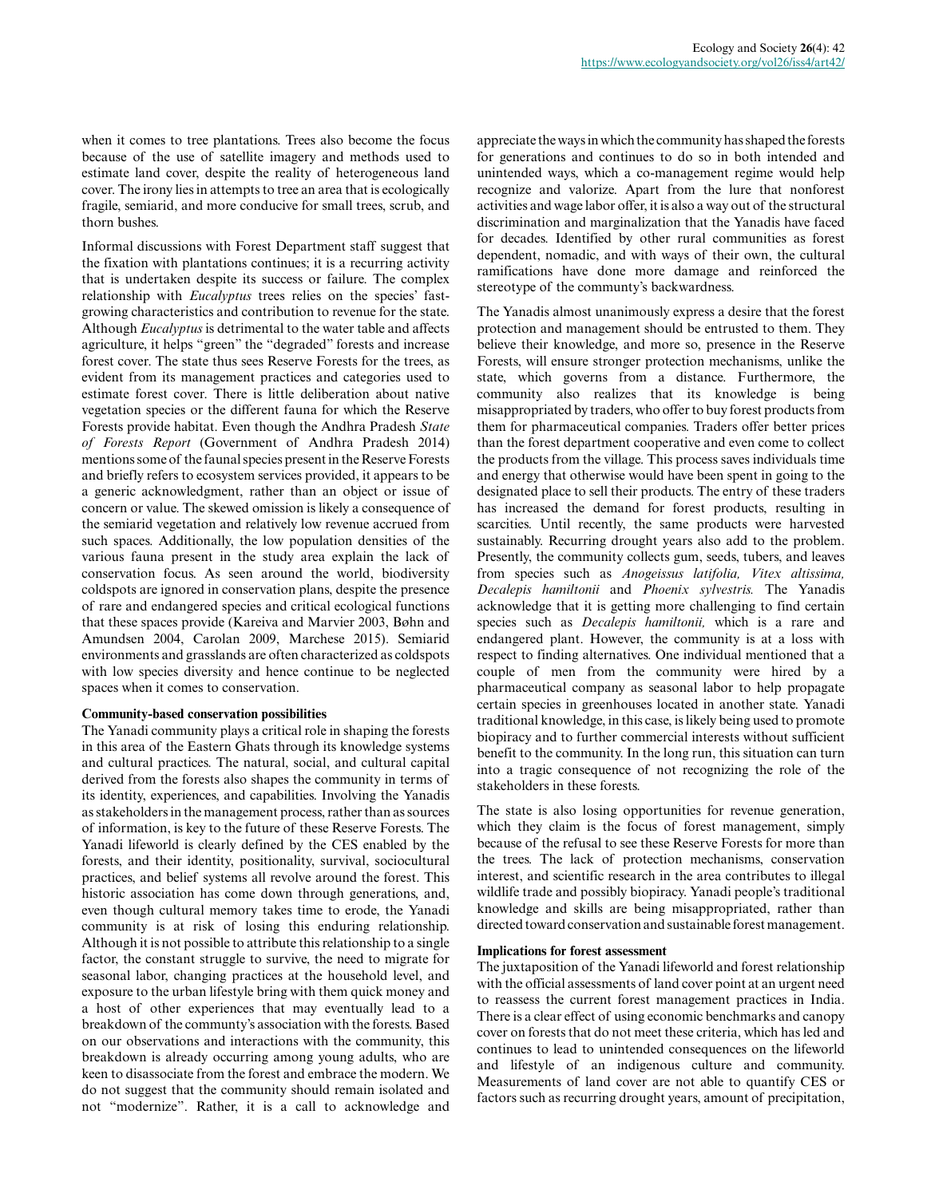when it comes to tree plantations. Trees also become the focus because of the use of satellite imagery and methods used to estimate land cover, despite the reality of heterogeneous land cover. The irony lies in attempts to tree an area that is ecologically fragile, semiarid, and more conducive for small trees, scrub, and thorn bushes.

Informal discussions with Forest Department staff suggest that the fixation with plantations continues; it is a recurring activity that is undertaken despite its success or failure. The complex relationship with *Eucalyptus* trees relies on the species' fast-growing characteristics and contribution to revenue for the state. Although *Eucalyptus* is detrimental to the water table and affects agriculture, it helps "green" the "degraded" forests and increase forest cover. The state thus sees Reserve Forests for the trees, as evident from its management practices and categories used to estimate forest cover. There is little deliberation about native vegetation species or the different fauna for which the Reserve Forests provide habitat. Even though the Andhra Pradesh *State of Forests Report* (Government of Andhra Pradesh 2014) mentions some of the faunal species present in the Reserve Forests and briefly refers to ecosystem services provided, it appears to be a generic acknowledgment, rather than an object or issue of concern or value. The skewed omission is likely a consequence of the semiarid vegetation and relatively low revenue accrued from such spaces. Additionally, the low population densities of the various fauna present in the study area explain the lack of conservation focus. As seen around the world, biodiversity coldspots are ignored in conservation plans, despite the presence of rare and endangered species and critical ecological functions that these spaces provide (Kareiva and Marvier 2003, Bøhn and Amundsen 2004, Carolan 2009, Marchese 2015). Semiarid environments and grasslands are often characterized as coldspots with low species diversity and hence continue to be neglected spaces when it comes to conservation.

### Community-based conservation possibilities

The Yanadi community plays a critical role in shaping the forests in this area of the Eastern Ghats through its knowledge systems and cultural practices. The natural, social, and cultural capital derived from the forests also shapes the community in terms of its identity, experiences, and capabilities. Involving the Yanadis as stakeholders in the management process, rather than as sources of information, is key to the future of these Reserve Forests. The Yanadi lifeworld is clearly defined by the CES enabled by the forests, and their identity, positionality, survival, sociocultural practices, and belief systems all revolve around the forest. This historic association has come down through generations, and, even though cultural memory takes time to erode, the Yanadi community is at risk of losing this enduring relationship. Although it is not possible to attribute this relationship to a single factor, the constant struggle to survive, the need to migrate for seasonal labor, changing practices at the household level, and exposure to the urban lifestyle bring with them quick money and a host of other experiences that may eventually lead to a breakdown of the community's association with the forests. Based on our observations and interactions with the community, this breakdown is already occurring among young adults, who are keen to disassociate from the forest and embrace the modern. We do not suggest that the community should remain isolated and not "modernize". Rather, it is a call to acknowledge and appreciate the ways in which the community has shaped the forests for generations and continues to do so in both intended and unintended ways, which a co-management regime would help recognize and valorize. Apart from the lure that nonforest activities and wage labor offer, it is also a way out of the structural discrimination and marginalization that the Yanadis have faced for decades. Identified by other rural communities as forest dependent, nomadic, and with ways of their own, the cultural ramifications have done more damage and reinforced the stereotype of the commnuty's backwardness.

The Yanadis almost unanimously express a desire that the forest protection and management should be entrusted to them. They believe their knowledge, and more so, presence in the Reserve Forests, will ensure stronger protection mechanisms, unlike the state, which governs from a distance. Furthermore, the community also realizes that its knowledge is being misappropriated by traders, who offer to buy forest products from them for pharmaceutical companies. Traders offer better prices than the forest department cooperative and even come to collect the products from the village. This process saves individuals time and energy that otherwise would have been spent in going to the designated place to sell their products. The entry of these traders has increased the demand for forest products, resulting in scarcities. Until recently, the same products were harvested sustainably. Recurring drought years also add to the problem. Presently, the community collects gum, seeds, tubers, and leaves from species such as *Anogeissus latifolia, Vitex altissima, Decalepis hamiltonii* and *Phoenix sylvestris.* The Yanadis acknowledge that it is getting more challenging to find certain species such as *Decalepis hamiltonii,* which is a rare and endangered plant. However, the community is at a loss with respect to finding alternatives. One individual mentioned that a couple of men from the community were hired by a pharmaceutical company as seasonal labor to help propagate certain species in greenhouses located in another state. Yanadi traditional knowledge, in this case, is likely being used to promote biopiracy and to further commercial interests without sufficient benefit to the community. In the long run, this situation can turn into a tragic consequence of not recognizing the role of the stakeholders in these forests.

The state is also losing opportunities for revenue generation, which they claim is the focus of forest management, simply because of the refusal to see these Reserve Forests for more than the trees. The lack of protection mechanisms, conservation interest, and scientific research in the area contributes to illegal wildlife trade and possibly biopiracy. Yanadi people's traditional knowledge and skills are being misappropriated, rather than directed toward conservation and sustainable forest management.

### Implications for forest assessment

The juxtaposition of the Yanadi lifeworld and forest relationship with the official assessments of land cover point at an urgent need to reassess the current forest management practices in India. There is a clear effect of using economic benchmarks and canopy cover on forests that do not meet these criteria, which has led and continues to lead to unintended consequences on the lifeworld and lifestyle of an indigenous culture and community. Measurements of land cover are not able to quantify CES or factors such as recurring drought years, amount of precipitation,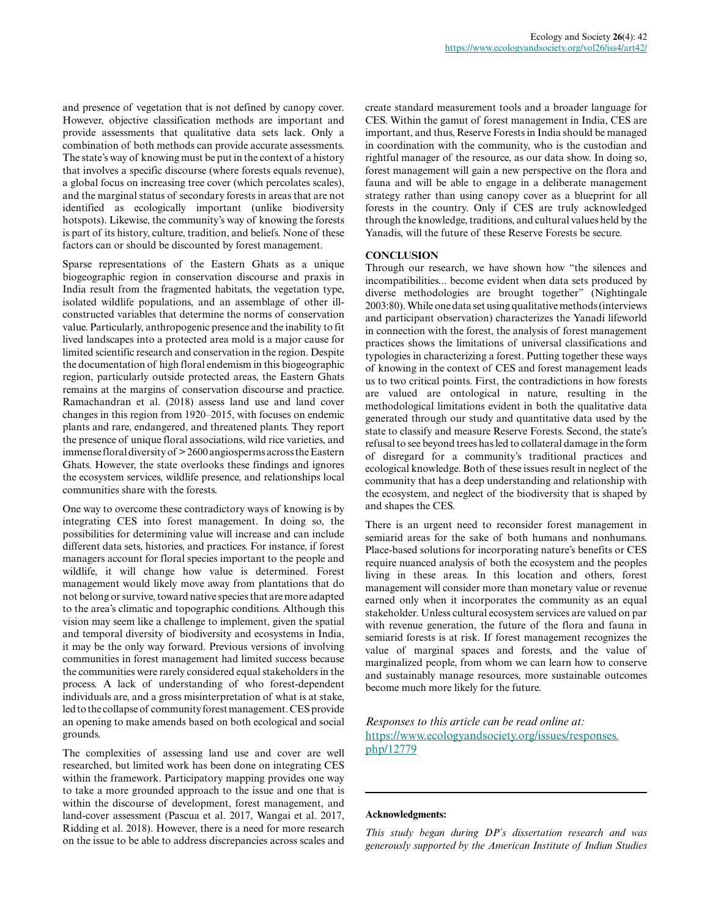and presence of vegetation that is not defined by canopy cover. However, objective classification methods are important and provide assessments that qualitative data sets lack. Only a combination of both methods can provide accurate assessments. The state's way of knowing must be put in the context of a history that involves a specific discourse (where forests equals revenue), a global focus on increasing tree cover (which percolates scales), and the marginal status of secondary forests in areas that are not identified as ecologically important (unlike biodiversity hotspots). Likewise, the community's way of knowing the forests is part of its history, culture, tradition, and beliefs. None of these factors can or should be discounted by forest management.

Sparse representations of the Eastern Ghats as a unique biogeographic region in conservation discourse and praxis in India result from the fragmented habitats, the vegetation type, isolated wildlife populations, and an assemblage of other ill-constructed variables that determine the norms of conservation value. Particularly, anthropogenic presence and the inability to fit lived landscapes into a protected area mold is a major cause for limited scientific research and conservation in the region. Despite the documentation of high floral endemism in this biogeographic region, particularly outside protected areas, the Eastern Ghats remains at the margins of conservation discourse and practice. Ramachandran et al. (2018) assess land use and land cover changes in this region from 1920–2015, with focuses on endemic plants and rare, endangered, and threatened plants. They report the presence of unique floral associations, wild rice varieties, and immense floral diversity of > 2600 angiosperms across the Eastern Ghats. However, the state overlooks these findings and ignores the ecosystem services, wildlife presence, and relationships local communities share with the forests.

One way to overcome these contradictory ways of knowing is by integrating CES into forest management. In doing so, the possibilities for determining value will increase and can include different data sets, histories, and practices. For instance, if forest managers account for floral species important to the people and wildlife, it will change how value is determined. Forest management would likely move away from plantations that do not belong or survive, toward native species that are more adapted to the area's climatic and topographic conditions. Although this vision may seem like a challenge to implement, given the spatial and temporal diversity of biodiversity and ecosystems in India, it may be the only way forward. Previous versions of involving communities in forest management had limited success because the communities were rarely considered equal stakeholders in the process. A lack of understanding of who forest-dependent individuals are, and a gross misinterpretation of what is at stake, led to the collapse of community forest management. CES provide an opening to make amends based on both ecological and social grounds.

The complexities of assessing land use and cover are well researched, but limited work has been done on integrating CES within the framework. Participatory mapping provides one way to take a more grounded approach to the issue and one that is within the discourse of development, forest management, and land-cover assessment (Pascua et al. 2017, Wangai et al. 2017, Ridding et al. 2018). However, there is a need for more research on the issue to be able to address discrepancies across scales and create standard measurement tools and a broader language for CES. Within the gamut of forest management in India, CES are important, and thus, Reserve Forests in India should be managed in coordination with the community, who is the custodian and rightful manager of the resource, as our data show. In doing so, forest management will gain a new perspective on the flora and fauna and will be able to engage in a deliberate management strategy rather than using canopy cover as a blueprint for all forests in the country. Only if CES are truly acknowledged through the knowledge, traditions, and cultural values held by the Yanadis, will the future of these Reserve Forests be secure.

## CONCLUSION

Through our research, we have shown how "the silences and incompatibilities... become evident when data sets produced by diverse methodologies are brought together" (Nightingale 2003:80). While one data set using qualitative methods (interviews and participant observation) characterizes the Yanadi lifeworld in connection with the forest, the analysis of forest management practices shows the limitations of universal classifications and typologies in characterizing a forest. Putting together these ways of knowing in the context of CES and forest management leads us to two critical points. First, the contradictions in how forests are valued are ontological in nature, resulting in the methodological limitations evident in both the qualitative data generated through our study and quantitative data used by the state to classify and measure Reserve Forests. Second, the state's refusal to see beyond trees has led to collateral damage in the form of disregard for a community's traditional practices and ecological knowledge. Both of these issues result in neglect of the community that has a deep understanding and relationship with the ecosystem, and neglect of the biodiversity that is shaped by and shapes the CES.

There is an urgent need to reconsider forest management in semiarid areas for the sake of both humans and nonhumans. Place-based solutions for incorporating nature's benefits or CES require nuanced analysis of both the ecosystem and the peoples living in these areas. In this location and others, forest management will consider more than monetary value or revenue earned only when it incorporates the community as an equal stakeholder. Unless cultural ecosystem services are valued on par with revenue generation, the future of the flora and fauna in semiarid forests is at risk. If forest management recognizes the value of marginal spaces and forests, and the value of marginalized people, from whom we can learn how to conserve and sustainably manage resources, more sustainable outcomes become much more likely for the future.

*Responses to this article can be read online at:*
https://www.ecologyandsociety.org/issues/responses.php/12779

**Acknowledgments:**

*This study began during DP's dissertation research and was generously supported by the American Institute of Indian Studies*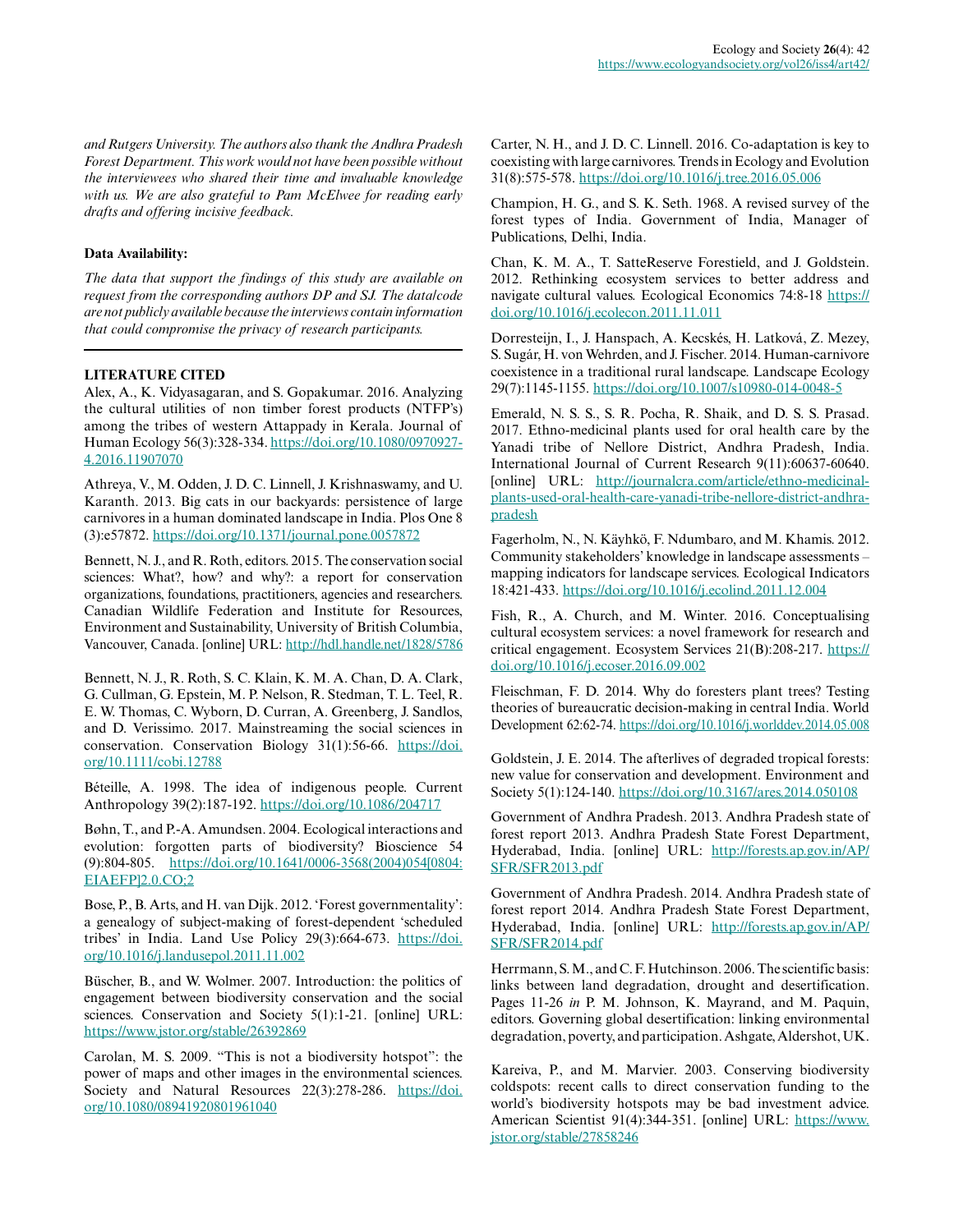*and Rutgers University. The authors also thank the Andhra Pradesh Forest Department. This work would not have been possible without the interviewees who shared their time and invaluable knowledge with us. We are also grateful to Pam McElwee for reading early drafts and offering incisive feedback.*

**Data Availability:**

*The data that support the findings of this study are available on request from the corresponding authors DP and SJ. The data/code are not publicly available because the interviews contain information that could compromise the privacy of research participants.*

## LITERATURE CITED

Alex, A., K. Vidyasagaran, and S. Gopakumar. 2016. Analyzing the cultural utilities of non timber forest products (NTFP's) among the tribes of western Attappady in Kerala. Journal of Human Ecology 56(3):328-334. https://doi.org/10.1080/0970927-4.2016.11907070

Athreya, V., M. Odden, J. D. C. Linnell, J. Krishnaswamy, and U. Karanth. 2013. Big cats in our backyards: persistence of large carnivores in a human dominated landscape in India. Plos One 8 (3):e57872. https://doi.org/10.1371/journal.pone.0057872

Bennett, N. J., and R. Roth, editors. 2015. The conservation social sciences: What?, how? and why?: a report for conservation organizations, foundations, practitioners, agencies and researchers. Canadian Wildlife Federation and Institute for Resources, Environment and Sustainability, University of British Columbia, Vancouver, Canada. [online] URL: http://hdl.handle.net/1828/5786

Bennett, N. J., R. Roth, S. C. Klain, K. M. A. Chan, D. A. Clark, G. Cullman, G. Epstein, M. P. Nelson, R. Stedman, T. L. Teel, R. E. W. Thomas, C. Wyborn, D. Curran, A. Greenberg, J. Sandlos, and D. Verissimo. 2017. Mainstreaming the social sciences in conservation. Conservation Biology 31(1):56-66. https://doi.org/10.1111/cobi.12788

Béteille, A. 1998. The idea of indigenous people. Current Anthropology 39(2):187-192. https://doi.org/10.1086/204717

Bøhn, T., and P.-A. Amundsen. 2004. Ecological interactions and evolution: forgotten parts of biodiversity? Bioscience 54 (9):804-805. https://doi.org/10.1641/0006-3568(2004)054[0804:EIAEFP]2.0.CO;2

Bose, P., B. Arts, and H. van Dijk. 2012. 'Forest governmentality': a genealogy of subject-making of forest-dependent 'scheduled tribes' in India. Land Use Policy 29(3):664-673. https://doi.org/10.1016/j.landusepol.2011.11.002

Büscher, B., and W. Wolmer. 2007. Introduction: the politics of engagement between biodiversity conservation and the social sciences. Conservation and Society 5(1):1-21. [online] URL: https://www.jstor.org/stable/26392869

Carolan, M. S. 2009. "This is not a biodiversity hotspot": the power of maps and other images in the environmental sciences. Society and Natural Resources 22(3):278-286. https://doi.org/10.1080/08941920801961040

Carter, N. H., and J. D. C. Linnell. 2016. Co-adaptation is key to coexisting with large carnivores. Trends in Ecology and Evolution 31(8):575-578. https://doi.org/10.1016/j.tree.2016.05.006

Champion, H. G., and S. K. Seth. 1968. A revised survey of the forest types of India. Government of India, Manager of Publications, Delhi, India.

Chan, K. M. A., T. SatteReserve Forestield, and J. Goldstein. 2012. Rethinking ecosystem services to better address and navigate cultural values. Ecological Economics 74:8-18 https://doi.org/10.1016/j.ecolecon.2011.11.011

Dorresteijn, I., J. Hanspach, A. Kecskés, H. Latková, Z. Mezey, S. Sugár, H. von Wehrden, and J. Fischer. 2014. Human-carnivore coexistence in a traditional rural landscape. Landscape Ecology 29(7):1145-1155. https://doi.org/10.1007/s10980-014-0048-5

Emerald, N. S. S., S. R. Pocha, R. Shaik, and D. S. S. Prasad. 2017. Ethno-medicinal plants used for oral health care by the Yanadi tribe of Nellore District, Andhra Pradesh, India. International Journal of Current Research 9(11):60637-60640. [online] URL: http://journalcra.com/article/ethno-medicinal-plants-used-oral-health-care-yanadi-tribe-nellore-district-andhra-pradesh

Fagerholm, N., N. Käyhkö, F. Ndumbaro, and M. Khamis. 2012. Community stakeholders' knowledge in landscape assessments – mapping indicators for landscape services. Ecological Indicators 18:421-433. https://doi.org/10.1016/j.ecolind.2011.12.004

Fish, R., A. Church, and M. Winter. 2016. Conceptualising cultural ecosystem services: a novel framework for research and critical engagement. Ecosystem Services 21(B):208-217. https://doi.org/10.1016/j.ecoser.2016.09.002

Fleischman, F. D. 2014. Why do foresters plant trees? Testing theories of bureaucratic decision-making in central India. World Development 62:62-74. https://doi.org/10.1016/j.worlddev.2014.05.008

Goldstein, J. E. 2014. The afterlives of degraded tropical forests: new value for conservation and development. Environment and Society 5(1):124-140. https://doi.org/10.3167/ares.2014.050108

Government of Andhra Pradesh. 2013. Andhra Pradesh state of forest report 2013. Andhra Pradesh State Forest Department, Hyderabad, India. [online] URL: http://forests.ap.gov.in/AP/SFR/SFR2013.pdf

Government of Andhra Pradesh. 2014. Andhra Pradesh state of forest report 2014. Andhra Pradesh State Forest Department, Hyderabad, India. [online] URL: http://forests.ap.gov.in/AP/SFR/SFR2014.pdf

Herrmann, S. M., and C. F. Hutchinson. 2006. The scientific basis: links between land degradation, drought and desertification. Pages 11-26 *in* P. M. Johnson, K. Mayrand, and M. Paquin, editors. Governing global desertification: linking environmental degradation, poverty, and participation. Ashgate, Aldershot, UK.

Kareiva, P., and M. Marvier. 2003. Conserving biodiversity coldspots: recent calls to direct conservation funding to the world's biodiversity hotspots may be bad investment advice. American Scientist 91(4):344-351. [online] URL: https://www.jstor.org/stable/27858246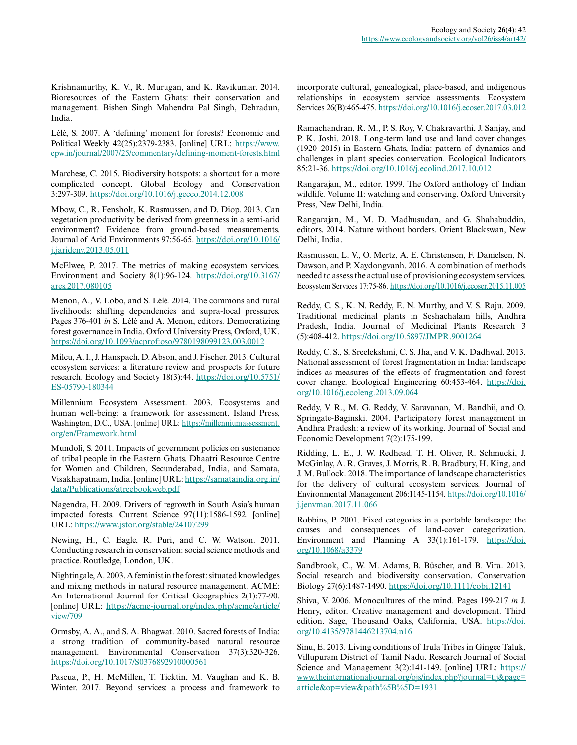Krishnamurthy, K. V., R. Murugan, and K. Ravikumar. 2014. Bioresources of the Eastern Ghats: their conservation and management. Bishen Singh Mahendra Pal Singh, Dehradun, India.

Lélé, S. 2007. A 'defining' moment for forests? Economic and Political Weekly 42(25):2379-2383. [online] URL: https://www.epw.in/journal/2007/25/commentary/defining-moment-forests.html

Marchese, C. 2015. Biodiversity hotspots: a shortcut for a more complicated concept. Global Ecology and Conservation 3:297-309. https://doi.org/10.1016/j.gecco.2014.12.008

Mbow, C., R. Fensholt, K. Rasmussen, and D. Diop. 2013. Can vegetation productivity be derived from greenness in a semi-arid environment? Evidence from ground-based measurements. Journal of Arid Environments 97:56-65. https://doi.org/10.1016/j.jaridenv.2013.05.011

McElwee, P. 2017. The metrics of making ecosystem services. Environment and Society 8(1):96-124. https://doi.org/10.3167/ares.2017.080105

Menon, A., V. Lobo, and S. Lélé. 2014. The commons and rural livelihoods: shifting dependencies and supra-local pressures. Pages 376-401 *in* S. Lélé and A. Menon, editors. Democratizing forest governance in India. Oxford University Press, Oxford, UK. https://doi.org/10.1093/acprof:oso/9780198099123.003.0012

Milcu, A. I., J. Hanspach, D. Abson, and J. Fischer. 2013. Cultural ecosystem services: a literature review and prospects for future research. Ecology and Society 18(3):44. https://doi.org/10.5751/ES-05790-180344

Millennium Ecosystem Assessment. 2003. Ecosystems and human well-being: a framework for assessment. Island Press, Washington, D.C., USA. [online] URL: https://millenniumassessment.org/en/Framework.html

Mundoli, S. 2011. Impacts of government policies on sustenance of tribal people in the Eastern Ghats. Dhaatri Resource Centre for Women and Children, Secunderabad, India, and Samata, Visakhapatnam, India. [online] URL: https://samataindia.org.in/data/Publications/atreebookweb.pdf

Nagendra, H. 2009. Drivers of regrowth in South Asia's human impacted forests. Current Science 97(11):1586-1592. [online] URL: https://www.jstor.org/stable/24107299

Newing, H., C. Eagle, R. Puri, and C. W. Watson. 2011. Conducting research in conservation: social science methods and practice. Routledge, London, UK.

Nightingale, A. 2003. A feminist in the forest: situated knowledges and mixing methods in natural resource management. ACME: An International Journal for Critical Geographies 2(1):77-90. [online] URL: https://acme-journal.org/index.php/acme/article/view/709

Ormsby, A. A., and S. A. Bhagwat. 2010. Sacred forests of India: a strong tradition of community-based natural resource management. Environmental Conservation 37(3):320-326. https://doi.org/10.1017/S0376892910000561

Pascua, P., H. McMillen, T. Ticktin, M. Vaughan and K. B. Winter. 2017. Beyond services: a process and framework to incorporate cultural, genealogical, place-based, and indigenous relationships in ecosystem service assessments. Ecosystem Services 26(B):465-475. https://doi.org/10.1016/j.ecoser.2017.03.012

Ramachandran, R. M., P. S. Roy, V. Chakravarthi, J. Sanjay, and P. K. Joshi. 2018. Long-term land use and land cover changes (1920–2015) in Eastern Ghats, India: pattern of dynamics and challenges in plant species conservation. Ecological Indicators 85:21-36. https://doi.org/10.1016/j.ecolind.2017.10.012

Rangarajan, M., editor. 1999. The Oxford anthology of Indian wildlife. Volume II: watching and conserving. Oxford University Press, New Delhi, India.

Rangarajan, M., M. D. Madhusudan, and G. Shahabuddin, editors. 2014. Nature without borders. Orient Blackswan, New Delhi, India.

Rasmussen, L. V., O. Mertz, A. E. Christensen, F. Danielsen, N. Dawson, and P. Xaydongvanh. 2016. A combination of methods needed to assess the actual use of provisioning ecosystem services. Ecosystem Services 17:75-86. https://doi.org/10.1016/j.ecoser.2015.11.005

Reddy, C. S., K. N. Reddy, E. N. Murthy, and V. S. Raju. 2009. Traditional medicinal plants in Seshachalam hills, Andhra Pradesh, India. Journal of Medicinal Plants Research 3(5):408-412. https://doi.org/10.5897/JMPR.9001264

Reddy, C. S., S. Sreelekshmi, C. S. Jha, and V. K. Dadhwal. 2013. National assessment of forest fragmentation in India: landscape indices as measures of the effects of fragmentation and forest cover change. Ecological Engineering 60:453-464. https://doi.org/10.1016/j.ecoleng.2013.09.064

Reddy, V. R., M. G. Reddy, V. Saravanan, M. Bandhii, and O. Springate-Baginski. 2004. Participatory forest management in Andhra Pradesh: a review of its working. Journal of Social and Economic Development 7(2):175-199.

Ridding, L. E., J. W. Redhead, T. H. Oliver, R. Schmucki, J. McGinlay, A. R. Graves, J. Morris, R. B. Bradbury, H. King, and J. M. Bullock. 2018. The importance of landscape characteristics for the delivery of cultural ecosystem services. Journal of Environmental Management 206:1145-1154. https://doi.org/10.1016/j.jenvman.2017.11.066

Robbins, P. 2001. Fixed categories in a portable landscape: the causes and consequences of land-cover categorization. Environment and Planning A 33(1):161-179. https://doi.org/10.1068/a3379

Sandbrook, C., W. M. Adams, B. Büscher, and B. Vira. 2013. Social research and biodiversity conservation. Conservation Biology 27(6):1487-1490. https://doi.org/10.1111/cobi.12141

Shiva, V. 2006. Monocultures of the mind. Pages 199-217 *in* J. Henry, editor. Creative management and development. Third edition. Sage, Thousand Oaks, California, USA. https://doi.org/10.4135/9781446213704.n16

Sinu, E. 2013. Living conditions of Irula Tribes in Gingee Taluk, Villupuram District of Tamil Nadu. Research Journal of Social Science and Management 3(2):141-149. [online] URL: https://www.theinternationaljournal.org/ojs/index.php?journal=tij&page=article&op=view&path%5B%5D=1931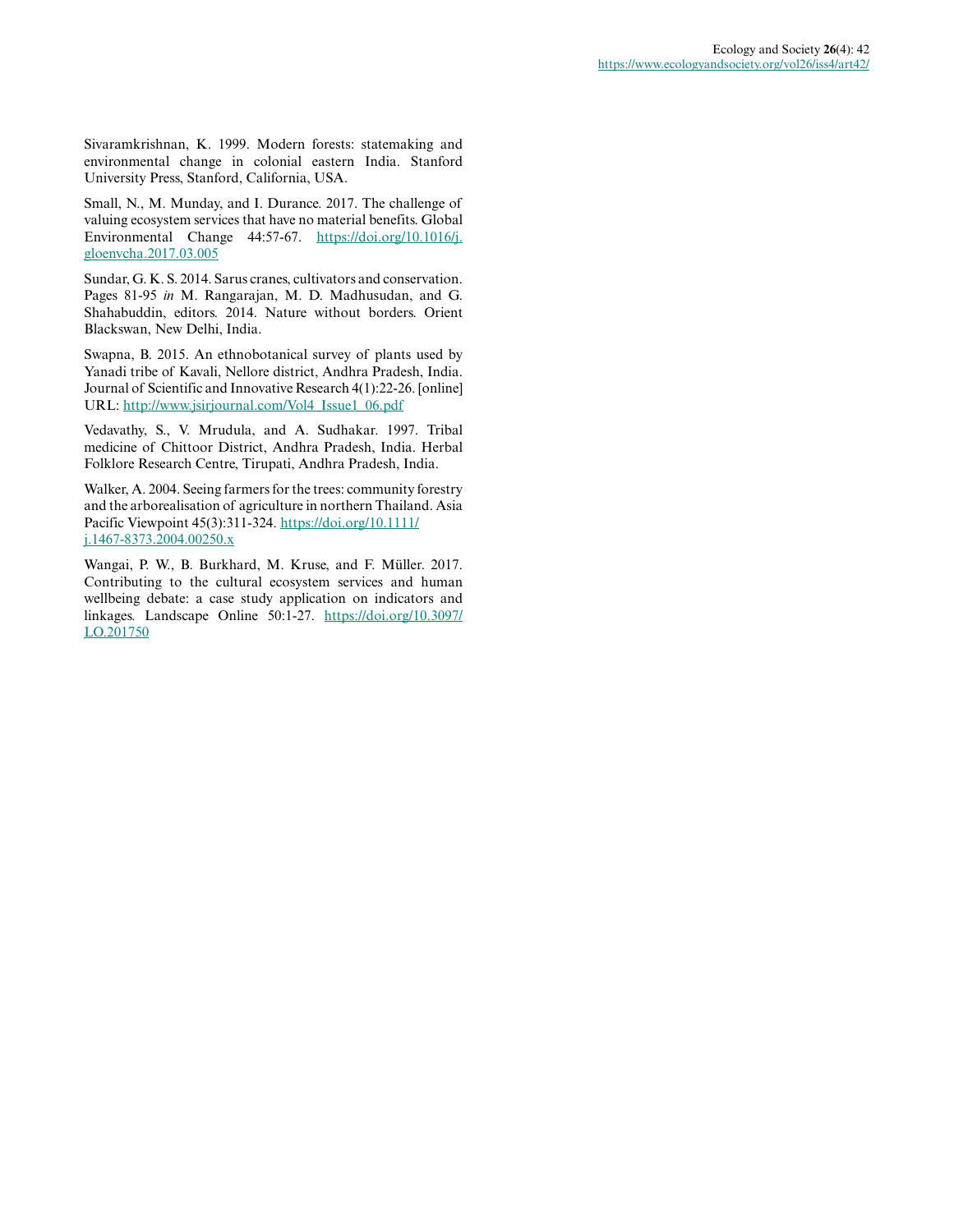Sivaramkrishnan, K. 1999. Modern forests: statemaking and environmental change in colonial eastern India. Stanford University Press, Stanford, California, USA.

Small, N., M. Munday, and I. Durance. 2017. The challenge of valuing ecosystem services that have no material benefits. Global Environmental Change 44:57-67. https://doi.org/10.1016/j.gloenvcha.2017.03.005

Sundar, G. K. S. 2014. Sarus cranes, cultivators and conservation. Pages 81-95 *in* M. Rangarajan, M. D. Madhusudan, and G. Shahabuddin, editors. 2014. Nature without borders. Orient Blackswan, New Delhi, India.

Swapna, B. 2015. An ethnobotanical survey of plants used by Yanadi tribe of Kavali, Nellore district, Andhra Pradesh, India. Journal of Scientific and Innovative Research 4(1):22-26. [online] URL: http://www.jsirjournal.com/Vol4_Issue1_06.pdf

Vedavathy, S., V. Mrudula, and A. Sudhakar. 1997. Tribal medicine of Chittoor District, Andhra Pradesh, India. Herbal Folklore Research Centre, Tirupati, Andhra Pradesh, India.

Walker, A. 2004. Seeing farmers for the trees: community forestry and the arborealisation of agriculture in northern Thailand. Asia Pacific Viewpoint 45(3):311-324. https://doi.org/10.1111/j.1467-8373.2004.00250.x

Wangai, P. W., B. Burkhard, M. Kruse, and F. Müller. 2017. Contributing to the cultural ecosystem services and human wellbeing debate: a case study application on indicators and linkages. Landscape Online 50:1-27. https://doi.org/10.3097/LO.201750